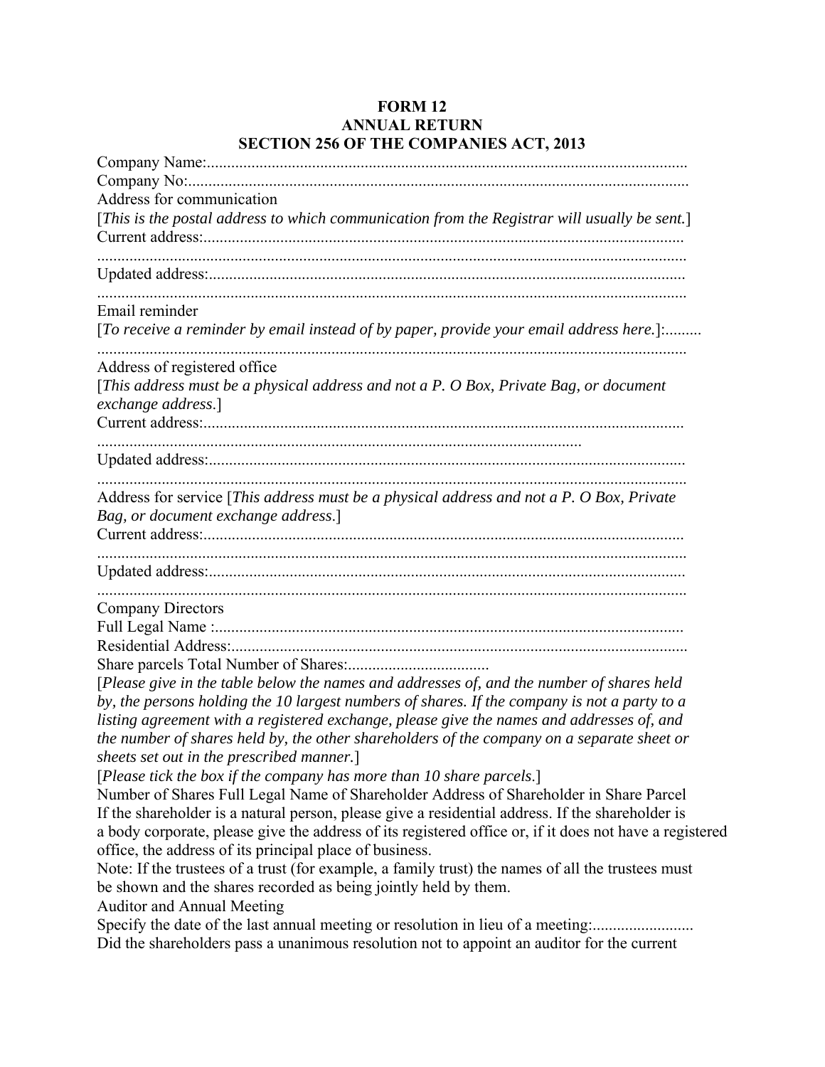# FORM 12
## ANNUAL RETURN
## SECTION 256 OF THE COMPANIES ACT, 2013

Company Name:......................................................................................................................

Company No:...........................................................................................................................

Address for communication

[*This is the postal address to which communication from the Registrar will usually be sent.*]

Current address:.....................................................................................................................

.................................................................................................................................................

Updated address:....................................................................................................................

.................................................................................................................................................

Email reminder

[*To receive a reminder by email instead of by paper, provide your email address here.*]:.........

.................................................................................................................................................

Address of registered office

[*This address must be a physical address and not a P. O Box, Private Bag, or document exchange address.*]

Current address:.....................................................................................................................

.......................................................................................................................

Updated address:....................................................................................................................

.................................................................................................................................................

Address for service [*This address must be a physical address and not a P. O Box, Private Bag, or document exchange address.*]

Current address:.....................................................................................................................

.................................................................................................................................................

Updated address:....................................................................................................................

.................................................................................................................................................

Company Directors

Full Legal Name :..................................................................................................................

Residential Address:...............................................................................................................

Share parcels Total Number of Shares:..................................

[*Please give in the table below the names and addresses of, and the number of shares held by, the persons holding the 10 largest numbers of shares. If the company is not a party to a listing agreement with a registered exchange, please give the names and addresses of, and the number of shares held by, the other shareholders of the company on a separate sheet or sheets set out in the prescribed manner.*]

[*Please tick the box if the company has more than 10 share parcels.*]

Number of Shares Full Legal Name of Shareholder Address of Shareholder in Share Parcel

If the shareholder is a natural person, please give a residential address. If the shareholder is a body corporate, please give the address of its registered office or, if it does not have a registered office, the address of its principal place of business.

Note: If the trustees of a trust (for example, a family trust) the names of all the trustees must be shown and the shares recorded as being jointly held by them.

Auditor and Annual Meeting

Specify the date of the last annual meeting or resolution in lieu of a meeting:.........................

Did the shareholders pass a unanimous resolution not to appoint an auditor for the current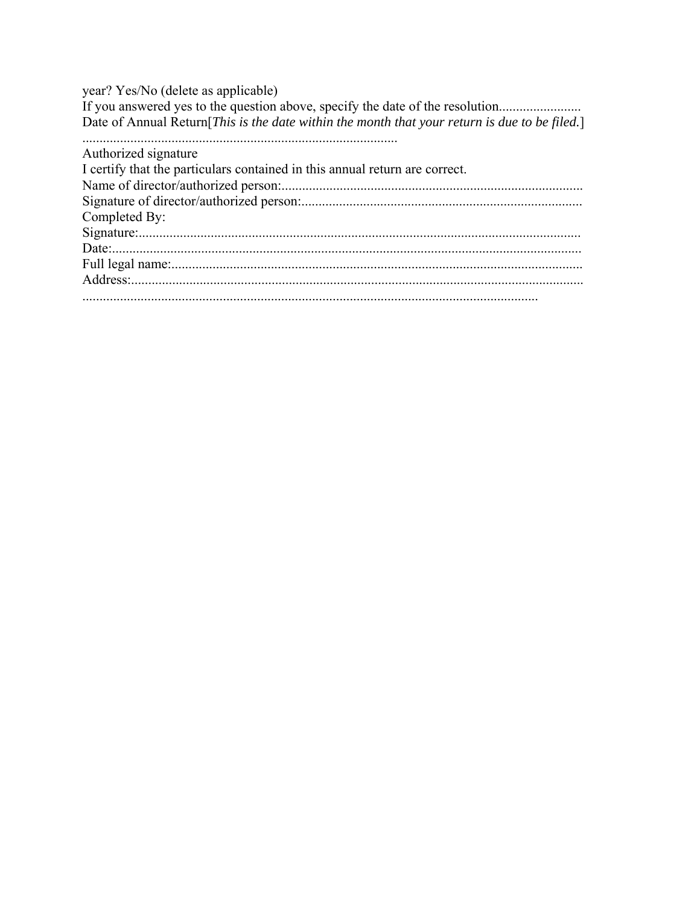year? Yes/No (delete as applicable)

If you answered yes to the question above, specify the date of the resolution........................

Date of Annual Return[*This is the date within the month that your return is due to be filed.*]

............................................................................................

Authorized signature

I certify that the particulars contained in this annual return are correct.

Name of director/authorized person:........................................................................................

Signature of director/authorized person:..................................................................................

Completed By:

Signature:..................................................................................................................................

Date:.........................................................................................................................................

Full legal name:........................................................................................................................

Address:....................................................................................................................................

.....................................................................................................................................